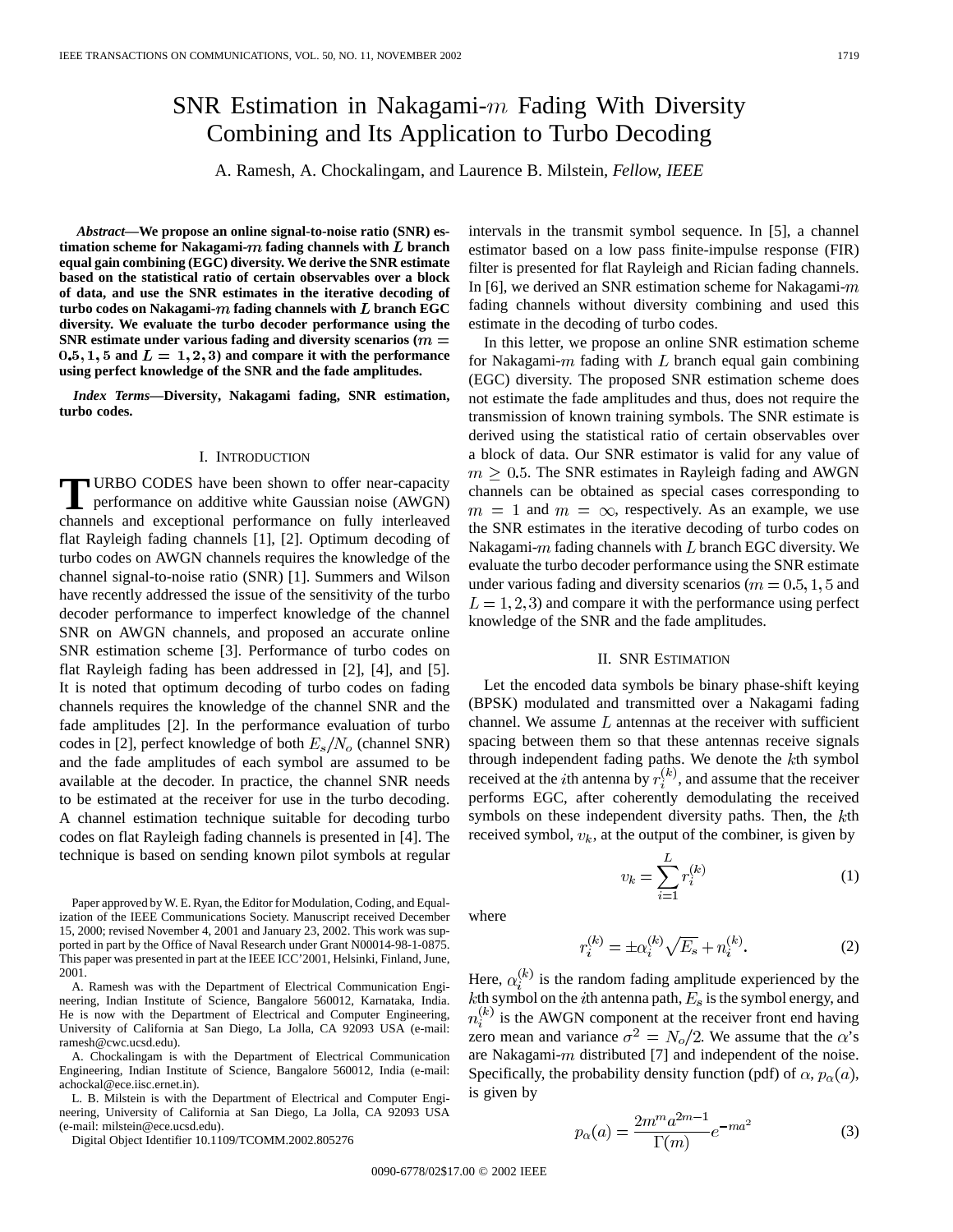# SNR Estimation in Nakagami-$m$ Fading With Diversity Combining and Its Application to Turbo Decoding

A. Ramesh, A. Chockalingam, and Laurence B. Milstein, *Fellow, IEEE*

***Abstract*—We propose an online signal-to-noise ratio (SNR) estimation scheme for Nakagami-$m$ fading channels with $L$ branch equal gain combining (EGC) diversity. We derive the SNR estimate based on the statistical ratio of certain observables over a block of data, and use the SNR estimates in the iterative decoding of turbo codes on Nakagami-$m$ fading channels with $L$ branch EGC diversity. We evaluate the turbo decoder performance using the SNR estimate under various fading and diversity scenarios ($m = 0.5, 1, 5$ and $L = 1, 2, 3$) and compare it with the performance using perfect knowledge of the SNR and the fade amplitudes.**

***Index Terms*—Diversity, Nakagami fading, SNR estimation, turbo codes.**

## I. Introduction

TURBO CODES have been shown to offer near-capacity performance on additive white Gaussian noise (AWGN) channels and exceptional performance on fully interleaved flat Rayleigh fading channels [1], [2]. Optimum decoding of turbo codes on AWGN channels requires the knowledge of the channel signal-to-noise ratio (SNR) [1]. Summers and Wilson have recently addressed the issue of the sensitivity of the turbo decoder performance to imperfect knowledge of the channel SNR on AWGN channels, and proposed an accurate online SNR estimation scheme [3]. Performance of turbo codes on flat Rayleigh fading has been addressed in [2], [4], and [5]. It is noted that optimum decoding of turbo codes on fading channels requires the knowledge of the channel SNR and the fade amplitudes [2]. In the performance evaluation of turbo codes in [2], perfect knowledge of both $E_s/N_o$ (channel SNR) and the fade amplitudes of each symbol are assumed to be available at the decoder. In practice, the channel SNR needs to be estimated at the receiver for use in the turbo decoding. A channel estimation technique suitable for decoding turbo codes on flat Rayleigh fading channels is presented in [4]. The technique is based on sending known pilot symbols at regular intervals in the transmit symbol sequence. In [5], a channel estimator based on a low pass finite-impulse response (FIR) filter is presented for flat Rayleigh and Rician fading channels. In [6], we derived an SNR estimation scheme for Nakagami-$m$ fading channels without diversity combining and used this estimate in the decoding of turbo codes.

In this letter, we propose an online SNR estimation scheme for Nakagami-$m$ fading with $L$ branch equal gain combining (EGC) diversity. The proposed SNR estimation scheme does not estimate the fade amplitudes and thus, does not require the transmission of known training symbols. The SNR estimate is derived using the statistical ratio of certain observables over a block of data. Our SNR estimator is valid for any value of $m \geq 0.5$. The SNR estimates in Rayleigh fading and AWGN channels can be obtained as special cases corresponding to $m = 1$ and $m = \infty$, respectively. As an example, we use the SNR estimates in the iterative decoding of turbo codes on Nakagami-$m$ fading channels with $L$ branch EGC diversity. We evaluate the turbo decoder performance using the SNR estimate under various fading and diversity scenarios ($m = 0.5, 1, 5$ and $L = 1, 2, 3$) and compare it with the performance using perfect knowledge of the SNR and the fade amplitudes.

## II. SNR Estimation

Let the encoded data symbols be binary phase-shift keying (BPSK) modulated and transmitted over a Nakagami fading channel. We assume $L$ antennas at the receiver with sufficient spacing between them so that these antennas receive signals through independent fading paths. We denote the $k$th symbol received at the $i$th antenna by $r_i^{(k)}$, and assume that the receiver performs EGC, after coherently demodulating the received symbols on these independent diversity paths. Then, the $k$th received symbol, $v_k$, at the output of the combiner, is given by

$$v_k = \sum_{i=1}^{L} r_i^{(k)} \tag{1}$$

where

$$r_i^{(k)} = \pm \alpha_i^{(k)} \sqrt{E_s} + n_i^{(k)}. \tag{2}$$

Here, $\alpha_i^{(k)}$ is the random fading amplitude experienced by the $k$th symbol on the $i$th antenna path, $E_s$ is the symbol energy, and $n_i^{(k)}$ is the AWGN component at the receiver front end having zero mean and variance $\sigma^2 = N_o/2$. We assume that the $\alpha$'s are Nakagami-$m$ distributed [7] and independent of the noise. Specifically, the probability density function (pdf) of $\alpha$, $p_\alpha(a)$, is given by

$$p_\alpha(a) = \frac{2m^m a^{2m-1}}{\Gamma(m)} e^{-ma^2} \tag{3}$$

Paper approved by W. E. Ryan, the Editor for Modulation, Coding, and Equalization of the IEEE Communications Society. Manuscript received December 15, 2000; revised November 4, 2001 and January 23, 2002. This work was supported in part by the Office of Naval Research under Grant N00014-98-1-0875. This paper was presented in part at the IEEE ICC'2001, Helsinki, Finland, June, 2001.

A. Ramesh was with the Department of Electrical Communication Engineering, Indian Institute of Science, Bangalore 560012, Karnataka, India. He is now with the Department of Electrical and Computer Engineering, University of California at San Diego, La Jolla, CA 92093 USA (e-mail: ramesh@cwc.ucsd.edu).

A. Chockalingam is with the Department of Electrical Communication Engineering, Indian Institute of Science, Bangalore 560012, India (e-mail: achockal@ece.iisc.ernet.in).

L. B. Milstein is with the Department of Electrical and Computer Engineering, University of California at San Diego, La Jolla, CA 92093 USA (e-mail: milstein@ece.ucsd.edu).

Digital Object Identifier 10.1109/TCOMM.2002.805276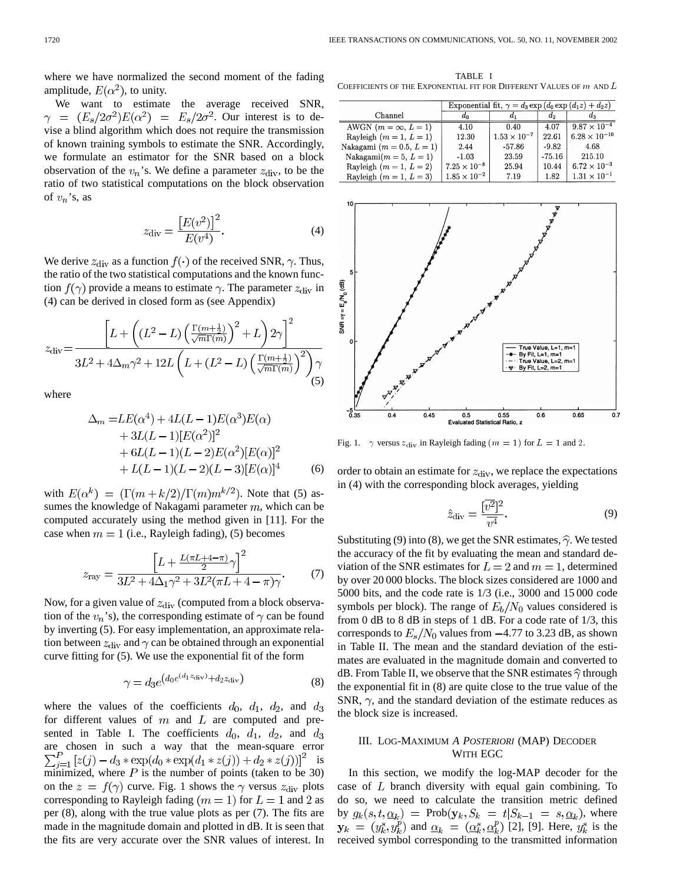where we have normalized the second moment of the fading amplitude, $E(\alpha^2)$, to unity.

We want to estimate the average received SNR, $\gamma = (E_s/2\sigma^2)E(\alpha^2) = E_s/2\sigma^2$. Our interest is to devise a blind algorithm which does not require the transmission of known training symbols to estimate the SNR. Accordingly, we formulate an estimator for the SNR based on a block observation of the $v_n$'s. We define a parameter $z_{\text{div}}$, to be the ratio of two statistical computations on the block observation of $v_n$'s, as

$$z_{\text{div}} = \frac{[E(v^2)]^2}{E(v^4)}. \tag{4}$$

We derive $z_{\text{div}}$ as a function $f(\cdot)$ of the received SNR, $\gamma$. Thus, the ratio of the two statistical computations and the known function $f(\gamma)$ provide a means to estimate $\gamma$. The parameter $z_{\text{div}}$ in (4) can be derived in closed form as (see Appendix)

$$z_{\text{div}} = \frac{\left[L + \left((L^2 - L)\left(\frac{\Gamma(m+\frac{1}{2})}{\sqrt{m}\Gamma(m)}\right)^2 + L\right)2\gamma\right]^2}{3L^2 + 4\Delta_m \gamma^2 + 12L\left(L + (L^2 - L)\left(\frac{\Gamma(m+\frac{1}{2})}{\sqrt{m}\Gamma(m)}\right)^2\right)\gamma} \tag{5}$$

where

$$\begin{aligned}\Delta_m =& LE(\alpha^4) + 4L(L-1)E(\alpha^3)E(\alpha) \\ &+ 3L(L-1)[E(\alpha^2)]^2 \\ &+ 6L(L-1)(L-2)E(\alpha^2)[E(\alpha)]^2 \\ &+ L(L-1)(L-2)(L-3)[E(\alpha)]^4 \end{aligned} \tag{6}$$

with $E(\alpha^k) = (\Gamma(m+k/2)/\Gamma(m)m^{k/2})$. Note that (5) assumes the knowledge of Nakagami parameter $m$, which can be computed accurately using the method given in [11]. For the case when $m = 1$ (i.e., Rayleigh fading), (5) becomes

$$z_{\text{ray}} = \frac{\left[L + \frac{L(\pi L + 4 - \pi)}{2}\gamma\right]^2}{3L^2 + 4\Delta_1\gamma^2 + 3L^2(\pi L + 4 - \pi)\gamma}. \tag{7}$$

Now, for a given value of $z_{\text{div}}$ (computed from a block observation of the $v_n$'s), the corresponding estimate of $\gamma$ can be found by inverting (5). For easy implementation, an approximate relation between $z_{\text{div}}$ and $\gamma$ can be obtained through an exponential curve fitting for (5). We use the exponential fit of the form

$$\gamma = d_3 e^{\left(d_0 e^{(d_1 z_{\text{div}})} + d_2 z_{\text{div}}\right)} \tag{8}$$

where the values of the coefficients $d_0$, $d_1$, $d_2$, and $d_3$ for different values of $m$ and $L$ are computed and presented in Table I. The coefficients $d_0$, $d_1$, $d_2$, and $d_3$ are chosen in such a way that the mean-square error $\sum_{j=1}^{P} [z(j) - d_3 * \exp(d_0 * \exp(d_1 * z(j)) + d_2 * z(j))]^2$ is minimized, where $P$ is the number of points (taken to be 30) on the $z = f(\gamma)$ curve. Fig. 1 shows the $\gamma$ versus $z_{\text{div}}$ plots corresponding to Rayleigh fading ($m = 1$) for $L = 1$ and 2 as per (8), along with the true value plots as per (7). The fits are made in the magnitude domain and plotted in dB. It is seen that the fits are very accurate over the SNR values of interest. In order to obtain an estimate for $z_{\text{div}}$, we replace the expectations in (4) with the corresponding block averages, yielding

$$\hat{z}_{\text{div}} = \frac{\overline{[v^2]}^2}{\overline{v^4}}. \tag{9}$$

Substituting (9) into (8), we get the SNR estimates, $\hat{\gamma}$. We tested the accuracy of the fit by evaluating the mean and standard deviation of the SNR estimates for $L = 2$ and $m = 1$, determined by over 20 000 blocks. The block sizes considered are 1000 and 5000 bits, and the code rate is 1/3 (i.e., 3000 and 15 000 code symbols per block). The range of $E_b/N_0$ values considered is from 0 dB to 8 dB in steps of 1 dB. For a code rate of 1/3, this corresponds to $E_s/N_0$ values from $-4.77$ to 3.23 dB, as shown in Table II. The mean and the standard deviation of the estimates are evaluated in the magnitude domain and converted to dB. From Table II, we observe that the SNR estimates $\hat{\gamma}$ through the exponential fit in (8) are quite close to the true value of the SNR, $\gamma$, and the standard deviation of the estimate reduces as the block size is increased.

TABLE I
COEFFICIENTS OF THE EXPONENTIAL FIT FOR DIFFERENT VALUES OF $m$ AND $L$

| Channel | Exponential fit, $\gamma = d_3 \exp(d_0 \exp(d_1 z) + d_2 z)$ | | | |
|---|---|---|---|---|
| | $d_0$ | $d_1$ | $d_2$ | $d_3$ |
| AWGN ($m = \infty$, $L = 1$) | 4.10 | 0.40 | 4.07 | $9.87 \times 10^{-4}$ |
| Rayleigh ($m = 1$, $L = 1$) | 12.30 | $1.53 \times 10^{-7}$ | 22.61 | $6.28 \times 10^{-10}$ |
| Nakagami ($m = 0.5$, $L = 1$) | 2.44 | -57.86 | -9.82 | 4.68 |
| Nakagami($m = 5$, $L = 1$) | -1.03 | 23.59 | -75.16 | 215.10 |
| Rayleigh ($m = 1$, $L = 2$) | $7.25 \times 10^{-8}$ | 25.94 | 10.44 | $6.72 \times 10^{-3}$ |
| Rayleigh ($m = 1$, $L = 3$) | $1.85 \times 10^{-2}$ | 7.19 | 1.82 | $1.31 \times 10^{-1}$ |

Fig. 1. $\gamma$ versus $z_{\text{div}}$ in Rayleigh fading ($m = 1$) for $L = 1$ and 2.

## III. Log-Maximum *A Posteriori* (MAP) Decoder With EGC

In this section, we modify the log-MAP decoder for the case of $L$ branch diversity with equal gain combining. To do so, we need to calculate the transition metric defined by $g_k(s, t, \underline{\alpha}_k) = \text{Prob}(\mathbf{y}_k, S_k = t | S_{k-1} = s, \underline{\alpha}_k)$, where $\mathbf{y}_k = (y_k^s, y_k^p)$ and $\underline{\alpha}_k = (\underline{\alpha}_k^s, \underline{\alpha}_k^p)$ [2], [9]. Here, $y_k^s$ is the received symbol corresponding to the transmitted information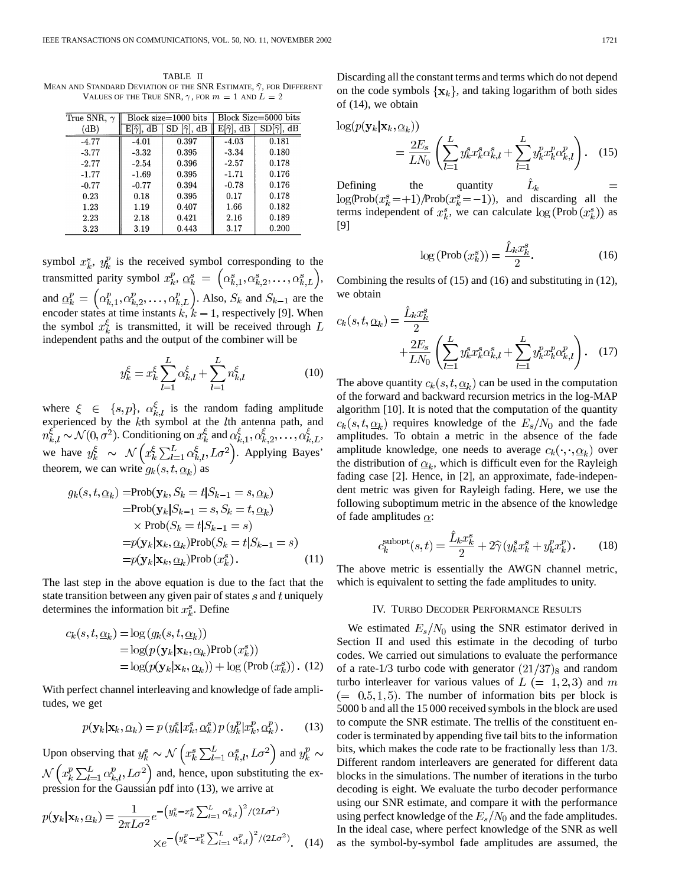TABLE II

MEAN AND STANDARD DEVIATION OF THE SNR ESTIMATE, $\hat{\gamma}$, FOR DIFFERENT VALUES OF THE TRUE SNR, $\gamma$, FOR $m = 1$ AND $L = 2$

| True SNR, $\gamma$ (dB) | Block size=1000 bits | | Block Size=5000 bits | |
|---|---|---|---|---|
| | E[$\hat{\gamma}$], dB | SD [$\hat{\gamma}$], dB | E[$\hat{\gamma}$], dB | SD[$\hat{\gamma}$], dB |
| -4.77 | -4.01 | 0.397 | -4.03 | 0.181 |
| -3.77 | -3.32 | 0.395 | -3.34 | 0.180 |
| -2.77 | -2.54 | 0.396 | -2.57 | 0.178 |
| -1.77 | -1.69 | 0.395 | -1.71 | 0.176 |
| -0.77 | -0.77 | 0.394 | -0.78 | 0.176 |
| 0.23 | 0.18 | 0.395 | 0.17 | 0.178 |
| 1.23 | 1.19 | 0.407 | 1.66 | 0.182 |
| 2.23 | 2.18 | 0.421 | 2.16 | 0.189 |
| 3.23 | 3.19 | 0.443 | 3.17 | 0.200 |

symbol $x_k^s$, $y_k^p$ is the received symbol corresponding to the transmitted parity symbol $x_k^p$, $\underline{\alpha}_k^s = \left(\alpha_{k,1}^s, \alpha_{k,2}^s, \ldots, \alpha_{k,L}^s\right)$, and $\underline{\alpha}_k^p = \left(\alpha_{k,1}^p, \alpha_{k,2}^p, \ldots, \alpha_{k,L}^p\right)$. Also, $S_k$ and $S_{k-1}$ are the encoder states at time instants $k$, $k-1$, respectively [9]. When the symbol $x_k^\xi$ is transmitted, it will be received through $L$ independent paths and the output of the combiner will be

$$y_k^\xi = x_k^\xi \sum_{l=1}^{L} \alpha_{k,l}^\xi + \sum_{l=1}^{L} n_{k,l}^\xi \tag{10}$$

where $\xi \in \{s, p\}$, $\alpha_{k,l}^\xi$ is the random fading amplitude experienced by the $k$th symbol at the $l$th antenna path, and $n_{k,l}^\xi \sim \mathcal{N}(0, \sigma^2)$. Conditioning on $x_k^\xi$ and $\alpha_{k,1}^\xi, \alpha_{k,2}^\xi, \ldots, \alpha_{k,L}^\xi$, we have $y_k^\xi \sim \mathcal{N}\left(x_k^\xi \sum_{l=1}^{L} \alpha_{k,l}^\xi, L\sigma^2\right)$. Applying Bayes' theorem, we can write $g_k(s, t, \underline{\alpha}_k)$ as

$$\begin{aligned} g_k(s,t,\underline{\alpha}_k) &= \text{Prob}(\mathbf{y}_k, S_k = t | S_{k-1} = s, \underline{\alpha}_k) \\ &= \text{Prob}(\mathbf{y}_k | S_{k-1} = s, S_k = t, \underline{\alpha}_k) \\ &\quad \times \text{Prob}(S_k = t | S_{k-1} = s) \\ &= p(\mathbf{y}_k | \mathbf{x}_k, \underline{\alpha}_k) \text{Prob}(S_k = t | S_{k-1} = s) \\ &= p(\mathbf{y}_k | \mathbf{x}_k, \underline{\alpha}_k) \text{Prob}\left(x_k^s\right). \end{aligned} \tag{11}$$

The last step in the above equation is due to the fact that the state transition between any given pair of states $s$ and $t$ uniquely determines the information bit $x_k^s$. Define

$$\begin{aligned} c_k(s,t,\underline{\alpha}_k) &= \log\left(g_k(s,t,\underline{\alpha}_k)\right) \\ &= \log\left(p(\mathbf{y}_k|\mathbf{x}_k,\underline{\alpha}_k)\text{Prob}\left(x_k^s\right)\right) \\ &= \log(p(\mathbf{y}_k|\mathbf{x}_k,\underline{\alpha}_k)) + \log\left(\text{Prob}\left(x_k^s\right)\right). \end{aligned} \tag{12}$$

With perfect channel interleaving and knowledge of fade amplitudes, we get

$$p(\mathbf{y}_k|\mathbf{x}_k,\underline{\alpha}_k) = p\left(y_k^s|x_k^s,\underline{\alpha}_k^s\right) p\left(y_k^p|x_k^p,\underline{\alpha}_k^p\right). \tag{13}$$

Upon observing that $y_k^s \sim \mathcal{N}\left(x_k^s \sum_{l=1}^{L} \alpha_{k,l}^s, L\sigma^2\right)$ and $y_k^p \sim \mathcal{N}\left(x_k^p \sum_{l=1}^{L} \alpha_{k,l}^p, L\sigma^2\right)$ and, hence, upon substituting the expression for the Gaussian pdf into (13), we arrive at

$$\begin{aligned} p(\mathbf{y}_k|\mathbf{x}_k,\underline{\alpha}_k) = \frac{1}{2\pi L\sigma^2} & e^{-\left(y_k^s - x_k^s \sum_{l=1}^{L} \alpha_{k,l}^s\right)^2/(2L\sigma^2)} \\ & \times e^{-\left(y_k^p - x_k^p \sum_{l=1}^{L} \alpha_{k,l}^p\right)^2/(2L\sigma^2)}. \end{aligned} \tag{14}$$

Discarding all the constant terms and terms which do not depend on the code symbols $\{\mathbf{x}_k\}$, and taking logarithm of both sides of (14), we obtain

$$\log(p(\mathbf{y}_k|\mathbf{x}_k,\underline{\alpha}_k)) = \frac{2E_s}{LN_0}\left(\sum_{l=1}^{L} y_k^s x_k^s \alpha_{k,l}^s + \sum_{l=1}^{L} y_k^p x_k^p \alpha_{k,l}^p\right). \tag{15}$$

Defining the quantity $\hat{L}_k = \log(\text{Prob}(x_k^s = +1)/\text{Prob}(x_k^s = -1))$, and discarding all the terms independent of $x_k^s$, we can calculate $\log\left(\text{Prob}\left(x_k^s\right)\right)$ as [9]

$$\log\left(\text{Prob}\left(x_k^s\right)\right) = \frac{\hat{L}_k x_k^s}{2}. \tag{16}$$

Combining the results of (15) and (16) and substituting in (12), we obtain

$$c_k(s,t,\underline{\alpha}_k) = \frac{\hat{L}_k x_k^s}{2} + \frac{2E_s}{LN_0}\left(\sum_{l=1}^{L} y_k^s x_k^s \alpha_{k,l}^s + \sum_{l=1}^{L} y_k^p x_k^p \alpha_{k,l}^p\right). \tag{17}$$

The above quantity $c_k(s,t,\underline{\alpha}_k)$ can be used in the computation of the forward and backward recursion metrics in the log-MAP algorithm [10]. It is noted that the computation of the quantity $c_k(s,t,\underline{\alpha}_k)$ requires knowledge of the $E_s/N_0$ and the fade amplitudes. To obtain a metric in the absence of the fade amplitude knowledge, one needs to average $c_k(\cdot,\cdot,\underline{\alpha}_k)$ over the distribution of $\underline{\alpha}_k$, which is difficult even for the Rayleigh fading case [2]. Hence, in [2], an approximate, fade-independent metric was given for Rayleigh fading. Here, we use the following suboptimum metric in the absence of the knowledge of fade amplitudes $\underline{\alpha}$:

$$c_k^{\text{subopt}}(s,t) = \frac{\hat{L}_k x_k^s}{2} + 2\hat{\gamma}\left(y_k^s x_k^s + y_k^p x_k^p\right). \tag{18}$$

The above metric is essentially the AWGN channel metric, which is equivalent to setting the fade amplitudes to unity.

## IV. Turbo Decoder Performance Results

We estimated $E_s/N_0$ using the SNR estimator derived in Section II and used this estimate in the decoding of turbo codes. We carried out simulations to evaluate the performance of a rate-1/3 turbo code with generator $(21/37)_8$ and random turbo interleaver for various values of $L$ $(= 1, 2, 3)$ and $m$ $(= 0.5, 1, 5)$. The number of information bits per block is 5000 b and all the 15 000 received symbols in the block are used to compute the SNR estimate. The trellis of the constituent encoder is terminated by appending five tail bits to the information bits, which makes the code rate to be fractionally less than 1/3. Different random interleavers are generated for different data blocks in the simulations. The number of iterations in the turbo decoding is eight. We evaluate the turbo decoder performance using our SNR estimate, and compare it with the performance using perfect knowledge of the $E_s/N_0$ and the fade amplitudes. In the ideal case, where perfect knowledge of the SNR as well as the symbol-by-symbol fade amplitudes are assumed, the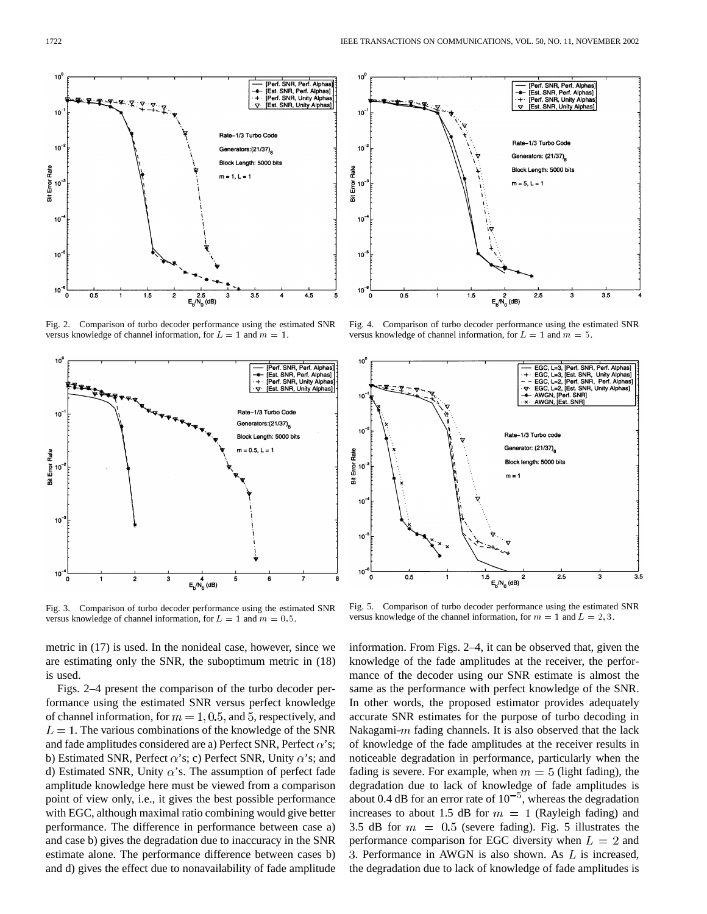Fig. 2. Comparison of turbo decoder performance using the estimated SNR versus knowledge of channel information, for $L = 1$ and $m = 1$.

Fig. 3. Comparison of turbo decoder performance using the estimated SNR versus knowledge of channel information, for $L = 1$ and $m = 0.5$.

Fig. 4. Comparison of turbo decoder performance using the estimated SNR versus knowledge of channel information, for $L = 1$ and $m = 5$.

Fig. 5. Comparison of turbo decoder performance using the estimated SNR versus knowledge of the channel information, for $m = 1$ and $L = 2, 3$.

metric in (17) is used. In the nonideal case, however, since we are estimating only the SNR, the suboptimum metric in (18) is used.

Figs. 2–4 present the comparison of the turbo decoder performance using the estimated SNR versus perfect knowledge of channel information, for $m = 1, 0.5$, and $5$, respectively, and $L = 1$. The various combinations of the knowledge of the SNR and fade amplitudes considered are a) Perfect SNR, Perfect $\alpha$'s; b) Estimated SNR, Perfect $\alpha$'s; c) Perfect SNR, Unity $\alpha$'s; and d) Estimated SNR, Unity $\alpha$'s. The assumption of perfect fade amplitude knowledge here must be viewed from a comparison point of view only, i.e., it gives the best possible performance with EGC, although maximal ratio combining would give better performance. The difference in performance between case a) and case b) gives the degradation due to inaccuracy in the SNR estimate alone. The performance difference between cases b) and d) gives the effect due to nonavailability of fade amplitude information. From Figs. 2–4, it can be observed that, given the knowledge of the fade amplitudes at the receiver, the performance of the decoder using our SNR estimate is almost the same as the performance with perfect knowledge of the SNR. In other words, the proposed estimator provides adequately accurate SNR estimates for the purpose of turbo decoding in Nakagami-$m$ fading channels. It is also observed that the lack of knowledge of the fade amplitudes at the receiver results in noticeable degradation in performance, particularly when the fading is severe. For example, when $m = 5$ (light fading), the degradation due to lack of knowledge of fade amplitudes is about 0.4 dB for an error rate of $10^{-5}$, whereas the degradation increases to about 1.5 dB for $m = 1$ (Rayleigh fading) and 3.5 dB for $m = 0.5$ (severe fading). Fig. 5 illustrates the performance comparison for EGC diversity when $L = 2$ and 3. Performance in AWGN is also shown. As $L$ is increased, the degradation due to lack of knowledge of fade amplitudes is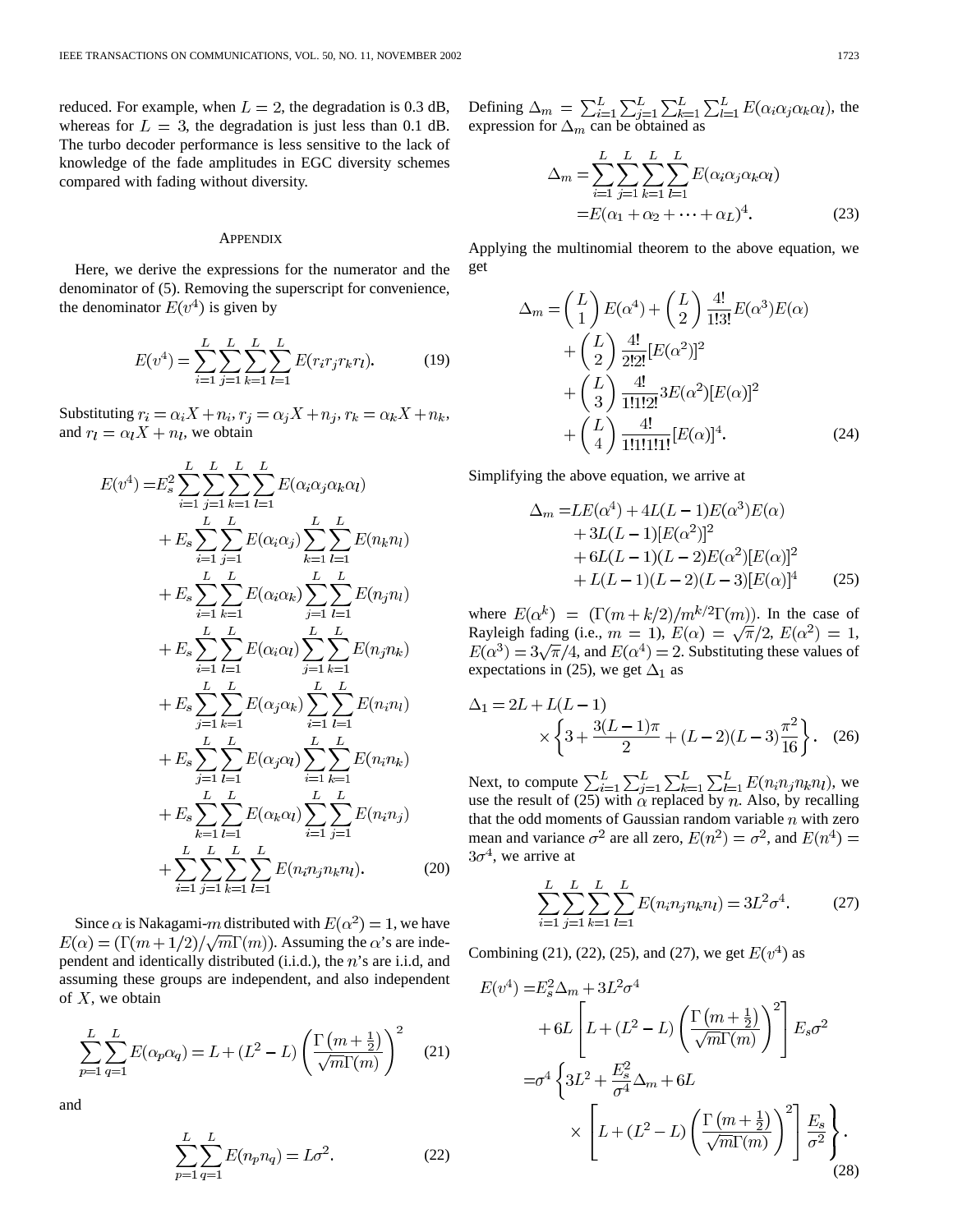reduced. For example, when $L = 2$, the degradation is 0.3 dB, whereas for $L = 3$, the degradation is just less than 0.1 dB. The turbo decoder performance is less sensitive to the lack of knowledge of the fade amplitudes in EGC diversity schemes compared with fading without diversity.

## APPENDIX

Here, we derive the expressions for the numerator and the denominator of (5). Removing the superscript for convenience, the denominator $E(v^4)$ is given by

$$E(v^4) = \sum_{i=1}^{L}\sum_{j=1}^{L}\sum_{k=1}^{L}\sum_{l=1}^{L} E(r_i r_j r_k r_l). \tag{19}$$

Substituting $r_i = \alpha_i X + n_i, r_j = \alpha_j X + n_j, r_k = \alpha_k X + n_k$, and $r_l = \alpha_l X + n_l$, we obtain

$$\begin{aligned}
E(v^4) =& E_s^2 \sum_{i=1}^{L}\sum_{j=1}^{L}\sum_{k=1}^{L}\sum_{l=1}^{L} E(\alpha_i \alpha_j \alpha_k \alpha_l) \\
&+ E_s \sum_{i=1}^{L}\sum_{j=1}^{L} E(\alpha_i \alpha_j) \sum_{k=1}^{L}\sum_{l=1}^{L} E(n_k n_l) \\
&+ E_s \sum_{i=1}^{L}\sum_{k=1}^{L} E(\alpha_i \alpha_k) \sum_{j=1}^{L}\sum_{l=1}^{L} E(n_j n_l) \\
&+ E_s \sum_{i=1}^{L}\sum_{l=1}^{L} E(\alpha_i \alpha_l) \sum_{j=1}^{L}\sum_{k=1}^{L} E(n_j n_k) \\
&+ E_s \sum_{j=1}^{L}\sum_{k=1}^{L} E(\alpha_j \alpha_k) \sum_{i=1}^{L}\sum_{l=1}^{L} E(n_i n_l) \\
&+ E_s \sum_{j=1}^{L}\sum_{l=1}^{L} E(\alpha_j \alpha_l) \sum_{i=1}^{L}\sum_{k=1}^{L} E(n_i n_k) \\
&+ E_s \sum_{k=1}^{L}\sum_{l=1}^{L} E(\alpha_k \alpha_l) \sum_{i=1}^{L}\sum_{j=1}^{L} E(n_i n_j) \\
&+ \sum_{i=1}^{L}\sum_{j=1}^{L}\sum_{k=1}^{L}\sum_{l=1}^{L} E(n_i n_j n_k n_l).
\end{aligned} \tag{20}$$

Since $\alpha$ is Nakagami-$m$ distributed with $E(\alpha^2) = 1$, we have $E(\alpha) = (\Gamma(m + 1/2)/\sqrt{m}\Gamma(m))$. Assuming the $\alpha$'s are independent and identically distributed (i.i.d.), the $n$'s are i.i.d, and assuming these groups are independent, and also independent of $X$, we obtain

$$\sum_{p=1}^{L}\sum_{q=1}^{L} E(\alpha_p \alpha_q) = L + (L^2 - L)\left(\frac{\Gamma\left(m + \frac{1}{2}\right)}{\sqrt{m}\Gamma(m)}\right)^2 \tag{21}$$

and

$$\sum_{p=1}^{L}\sum_{q=1}^{L} E(n_p n_q) = L\sigma^2. \tag{22}$$

Defining $\Delta_m = \sum_{i=1}^{L}\sum_{j=1}^{L}\sum_{k=1}^{L}\sum_{l=1}^{L} E(\alpha_i \alpha_j \alpha_k \alpha_l)$, the expression for $\Delta_m$ can be obtained as

$$\begin{aligned}
\Delta_m =& \sum_{i=1}^{L}\sum_{j=1}^{L}\sum_{k=1}^{L}\sum_{l=1}^{L} E(\alpha_i \alpha_j \alpha_k \alpha_l) \\
=& E(\alpha_1 + \alpha_2 + \cdots + \alpha_L)^4.
\end{aligned} \tag{23}$$

Applying the multinomial theorem to the above equation, we get

$$\begin{aligned}
\Delta_m =& \binom{L}{1} E(\alpha^4) + \binom{L}{2} \frac{4!}{1!3!} E(\alpha^3) E(\alpha) \\
&+ \binom{L}{2} \frac{4!}{2!2!} [E(\alpha^2)]^2 \\
&+ \binom{L}{3} \frac{4!}{1!1!2!} 3E(\alpha^2)[E(\alpha)]^2 \\
&+ \binom{L}{4} \frac{4!}{1!1!1!1!} [E(\alpha)]^4.
\end{aligned} \tag{24}$$

Simplifying the above equation, we arrive at

$$\begin{aligned}
\Delta_m =& LE(\alpha^4) + 4L(L-1)E(\alpha^3)E(\alpha) \\
&+ 3L(L-1)[E(\alpha^2)]^2 \\
&+ 6L(L-1)(L-2)E(\alpha^2)[E(\alpha)]^2 \\
&+ L(L-1)(L-2)(L-3)[E(\alpha)]^4
\end{aligned} \tag{25}$$

where $E(\alpha^k) = (\Gamma(m + k/2)/m^{k/2}\Gamma(m))$. In the case of Rayleigh fading (i.e., $m = 1$), $E(\alpha) = \sqrt{\pi}/2$, $E(\alpha^2) = 1$, $E(\alpha^3) = 3\sqrt{\pi}/4$, and $E(\alpha^4) = 2$. Substituting these values of expectations in (25), we get $\Delta_1$ as

$$\begin{aligned}
\Delta_1 = 2L &+ L(L-1) \\
&\times \left\{3 + \frac{3(L-1)\pi}{2} + (L-2)(L-3)\frac{\pi^2}{16}\right\}.
\end{aligned} \tag{26}$$

Next, to compute $\sum_{i=1}^{L}\sum_{j=1}^{L}\sum_{k=1}^{L}\sum_{l=1}^{L} E(n_i n_j n_k n_l)$, we use the result of (25) with $\alpha$ replaced by $n$. Also, by recalling that the odd moments of Gaussian random variable $n$ with zero mean and variance $\sigma^2$ are all zero, $E(n^2) = \sigma^2$, and $E(n^4) = 3\sigma^4$, we arrive at

$$\sum_{i=1}^{L}\sum_{j=1}^{L}\sum_{k=1}^{L}\sum_{l=1}^{L} E(n_i n_j n_k n_l) = 3L^2\sigma^4. \tag{27}$$

Combining (21), (22), (25), and (27), we get $E(v^4)$ as

$$\begin{aligned}
E(v^4) =& E_s^2 \Delta_m + 3L^2\sigma^4 \\
&+ 6L\left[L + (L^2 - L)\left(\frac{\Gamma\left(m + \frac{1}{2}\right)}{\sqrt{m}\Gamma(m)}\right)^2\right] E_s \sigma^2 \\
=& \sigma^4 \left\{3L^2 + \frac{E_s^2}{\sigma^4}\Delta_m + 6L \right. \\
&\left. \times \left[L + (L^2 - L)\left(\frac{\Gamma\left(m + \frac{1}{2}\right)}{\sqrt{m}\Gamma(m)}\right)^2\right] \frac{E_s}{\sigma^2}\right\}.
\end{aligned} \tag{28}$$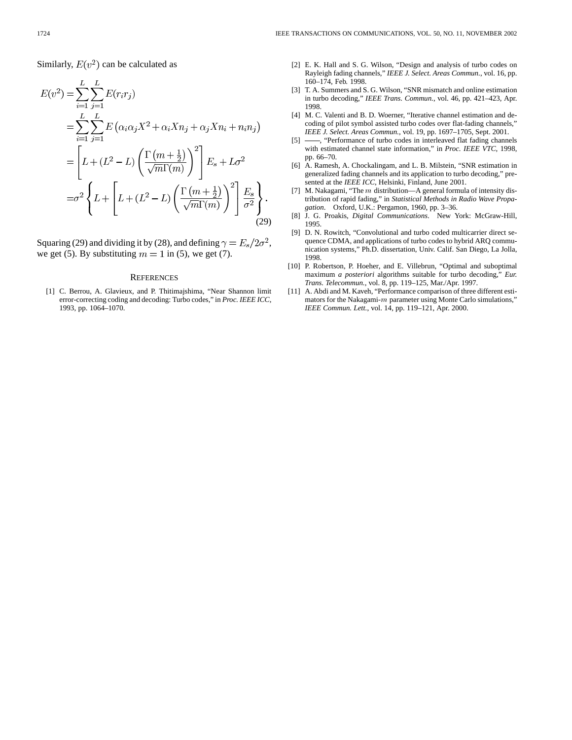Similarly, $E(v^2)$ can be calculated as

$$
\begin{aligned}
E(v^2) &= \sum_{i=1}^{L}\sum_{j=1}^{L} E(r_i r_j) \\
&= \sum_{i=1}^{L}\sum_{j=1}^{L} E\left(\alpha_i \alpha_j X^2 + \alpha_i X n_j + \alpha_j X n_i + n_i n_j\right) \\
&= \left[L + (L^2 - L)\left(\frac{\Gamma\left(m+\frac{1}{2}\right)}{\sqrt{m}\Gamma(m)}\right)^2\right] E_s + L\sigma^2 \\
&= \sigma^2 \left\{ L + \left[L + (L^2 - L)\left(\frac{\Gamma\left(m+\frac{1}{2}\right)}{\sqrt{m}\Gamma(m)}\right)^2\right] \frac{E_s}{\sigma^2} \right\}.
\end{aligned}
\tag{29}
$$

Squaring (29) and dividing it by (28), and defining $\gamma = E_s/2\sigma^2$, we get (5). By substituting $m = 1$ in (5), we get (7).

## References

[1] C. Berrou, A. Glavieux, and P. Thitimajshima, "Near Shannon limit error-correcting coding and decoding: Turbo codes," in *Proc. IEEE ICC*, 1993, pp. 1064–1070.

[2] E. K. Hall and S. G. Wilson, "Design and analysis of turbo codes on Rayleigh fading channels," *IEEE J. Select. Areas Commun.*, vol. 16, pp. 160–174, Feb. 1998.

[3] T. A. Summers and S. G. Wilson, "SNR mismatch and online estimation in turbo decoding," *IEEE Trans. Commun.*, vol. 46, pp. 421–423, Apr. 1998.

[4] M. C. Valenti and B. D. Woerner, "Iterative channel estimation and decoding of pilot symbol assisted turbo codes over flat-fading channels," *IEEE J. Select. Areas Commun.*, vol. 19, pp. 1697–1705, Sept. 2001.

[5] ——, "Performance of turbo codes in interleaved flat fading channels with estimated channel state information," in *Proc. IEEE VTC*, 1998, pp. 66–70.

[6] A. Ramesh, A. Chockalingam, and L. B. Milstein, "SNR estimation in generalized fading channels and its application to turbo decoding," presented at the *IEEE ICC*, Helsinki, Finland, June 2001.

[7] M. Nakagami, "The $m$ distribution—A general formula of intensity distribution of rapid fading," in *Statistical Methods in Radio Wave Propagation*. Oxford, U.K.: Pergamon, 1960, pp. 3–36.

[8] J. G. Proakis, *Digital Communications*. New York: McGraw-Hill, 1995.

[9] D. N. Rowitch, "Convolutional and turbo coded multicarrier direct sequence CDMA, and applications of turbo codes to hybrid ARQ communication systems," Ph.D. dissertation, Univ. Calif. San Diego, La Jolla, 1998.

[10] P. Robertson, P. Hoeher, and E. Villebrun, "Optimal and suboptimal maximum *a posteriori* algorithms suitable for turbo decoding," *Eur. Trans. Telecommun.*, vol. 8, pp. 119–125, Mar./Apr. 1997.

[11] A. Abdi and M. Kaveh, "Performance comparison of three different estimators for the Nakagami-$m$ parameter using Monte Carlo simulations," *IEEE Commun. Lett.*, vol. 14, pp. 119–121, Apr. 2000.